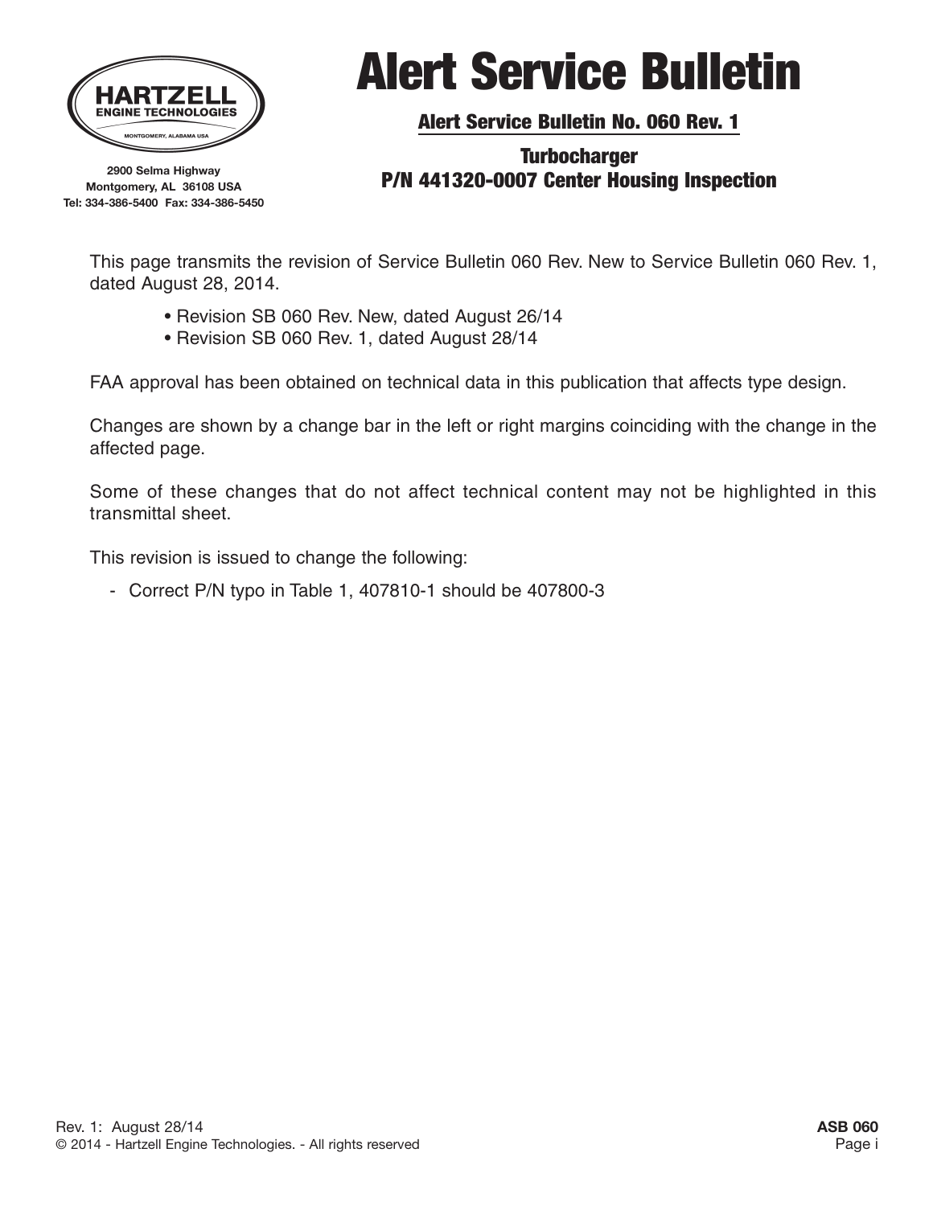HARTZELL ENGINE TECHNOLOGIES
MONTGOMERY, ALABAMA USA

2900 Selma Highway
Montgomery, AL 36108 USA
Tel: 334-386-5400 Fax: 334-386-5450

# Alert Service Bulletin

## Alert Service Bulletin No. 060 Rev. 1

### Turbocharger P/N 441320-0007 Center Housing Inspection

This page transmits the revision of Service Bulletin 060 Rev. New to Service Bulletin 060 Rev. 1, dated August 28, 2014.

- Revision SB 060 Rev. New, dated August 26/14
- Revision SB 060 Rev. 1, dated August 28/14

FAA approval has been obtained on technical data in this publication that affects type design.

Changes are shown by a change bar in the left or right margins coinciding with the change in the affected page.

Some of these changes that do not affect technical content may not be highlighted in this transmittal sheet.

This revision is issued to change the following:

- Correct P/N typo in Table 1, 407810-1 should be 407800-3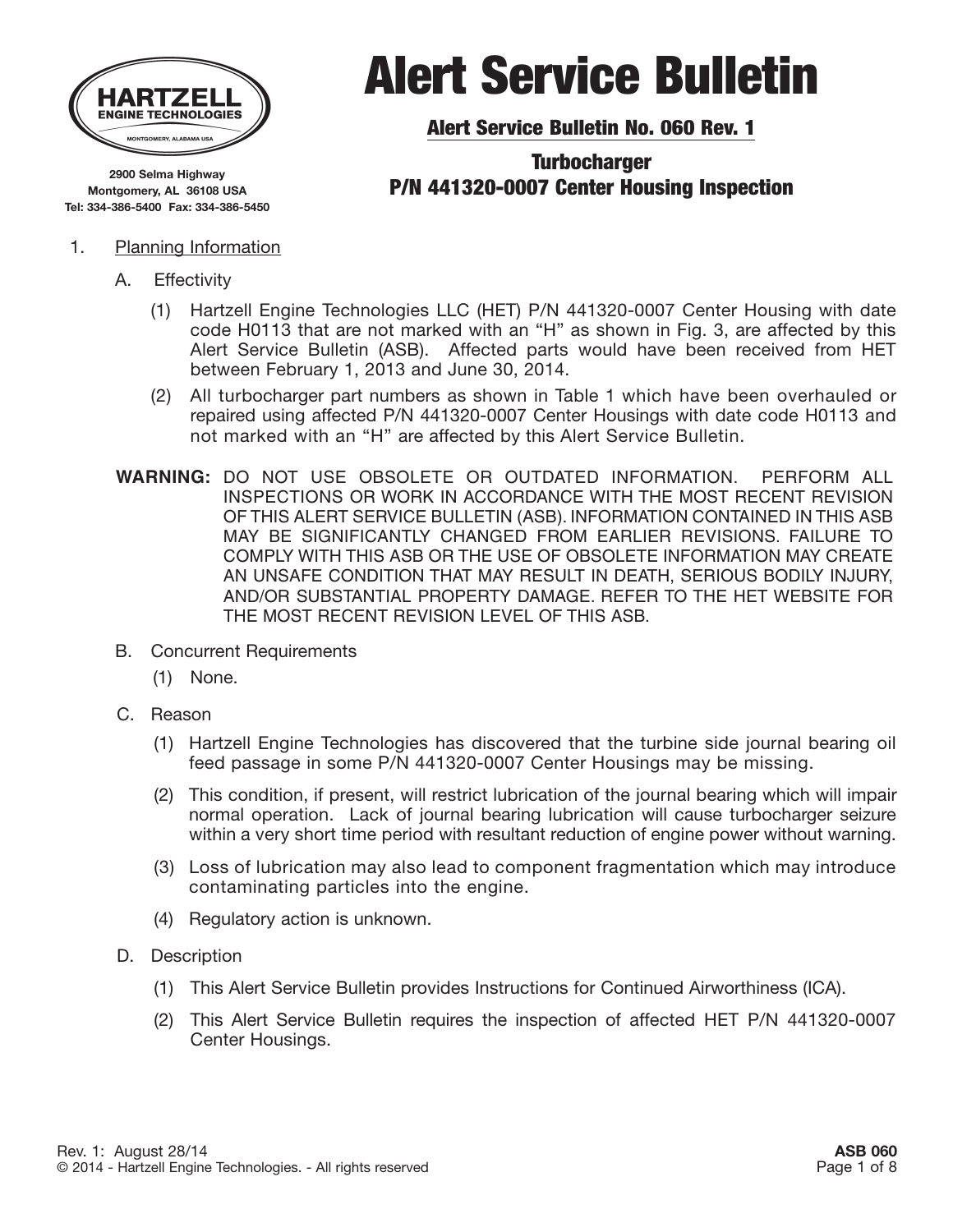HARTZELL ENGINE TECHNOLOGIES
MONTGOMERY, ALABAMA USA

2900 Selma Highway
Montgomery, AL 36108 USA
Tel: 334-386-5400 Fax: 334-386-5450

# Alert Service Bulletin

## Alert Service Bulletin No. 060 Rev. 1

## Turbocharger
## P/N 441320-0007 Center Housing Inspection

1. Planning Information

   A. Effectivity

      (1) Hartzell Engine Technologies LLC (HET) P/N 441320-0007 Center Housing with date code H0113 that are not marked with an "H" as shown in Fig. 3, are affected by this Alert Service Bulletin (ASB). Affected parts would have been received from HET between February 1, 2013 and June 30, 2014.

      (2) All turbocharger part numbers as shown in Table 1 which have been overhauled or repaired using affected P/N 441320-0007 Center Housings with date code H0113 and not marked with an "H" are affected by this Alert Service Bulletin.

**WARNING:** DO NOT USE OBSOLETE OR OUTDATED INFORMATION. PERFORM ALL INSPECTIONS OR WORK IN ACCORDANCE WITH THE MOST RECENT REVISION OF THIS ALERT SERVICE BULLETIN (ASB). INFORMATION CONTAINED IN THIS ASB MAY BE SIGNIFICANTLY CHANGED FROM EARLIER REVISIONS. FAILURE TO COMPLY WITH THIS ASB OR THE USE OF OBSOLETE INFORMATION MAY CREATE AN UNSAFE CONDITION THAT MAY RESULT IN DEATH, SERIOUS BODILY INJURY, AND/OR SUBSTANTIAL PROPERTY DAMAGE. REFER TO THE HET WEBSITE FOR THE MOST RECENT REVISION LEVEL OF THIS ASB.

   B. Concurrent Requirements

      (1) None.

   C. Reason

      (1) Hartzell Engine Technologies has discovered that the turbine side journal bearing oil feed passage in some P/N 441320-0007 Center Housings may be missing.

      (2) This condition, if present, will restrict lubrication of the journal bearing which will impair normal operation. Lack of journal bearing lubrication will cause turbocharger seizure within a very short time period with resultant reduction of engine power without warning.

      (3) Loss of lubrication may also lead to component fragmentation which may introduce contaminating particles into the engine.

      (4) Regulatory action is unknown.

   D. Description

      (1) This Alert Service Bulletin provides Instructions for Continued Airworthiness (ICA).

      (2) This Alert Service Bulletin requires the inspection of affected HET P/N 441320-0007 Center Housings.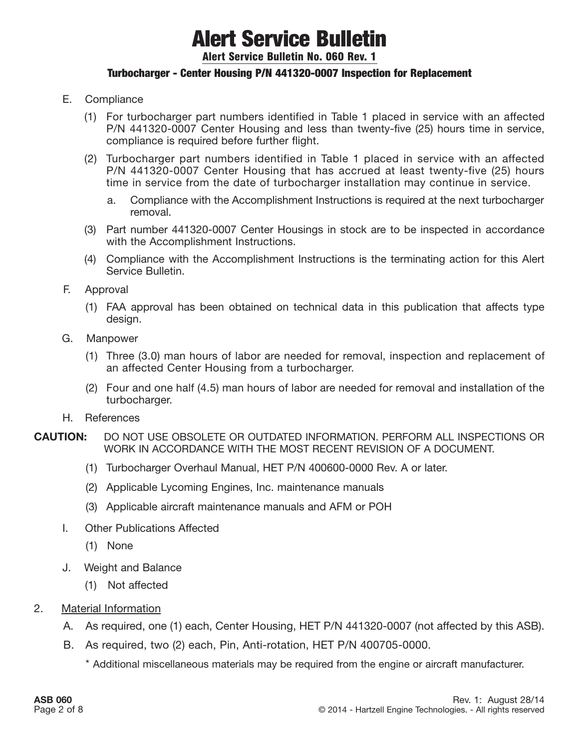E. Compliance

(1) For turbocharger part numbers identified in Table 1 placed in service with an affected P/N 441320-0007 Center Housing and less than twenty-five (25) hours time in service, compliance is required before further flight.

(2) Turbocharger part numbers identified in Table 1 placed in service with an affected P/N 441320-0007 Center Housing that has accrued at least twenty-five (25) hours time in service from the date of turbocharger installation may continue in service.

a. Compliance with the Accomplishment Instructions is required at the next turbocharger removal.

(3) Part number 441320-0007 Center Housings in stock are to be inspected in accordance with the Accomplishment Instructions.

(4) Compliance with the Accomplishment Instructions is the terminating action for this Alert Service Bulletin.

F. Approval

(1) FAA approval has been obtained on technical data in this publication that affects type design.

G. Manpower

(1) Three (3.0) man hours of labor are needed for removal, inspection and replacement of an affected Center Housing from a turbocharger.

(2) Four and one half (4.5) man hours of labor are needed for removal and installation of the turbocharger.

H. References

**CAUTION:** DO NOT USE OBSOLETE OR OUTDATED INFORMATION. PERFORM ALL INSPECTIONS OR WORK IN ACCORDANCE WITH THE MOST RECENT REVISION OF A DOCUMENT.

(1) Turbocharger Overhaul Manual, HET P/N 400600-0000 Rev. A or later.

(2) Applicable Lycoming Engines, Inc. maintenance manuals

(3) Applicable aircraft maintenance manuals and AFM or POH

I. Other Publications Affected

(1) None

J. Weight and Balance

(1) Not affected

2. Material Information

A. As required, one (1) each, Center Housing, HET P/N 441320-0007 (not affected by this ASB).

B. As required, two (2) each, Pin, Anti-rotation, HET P/N 400705-0000.

\* Additional miscellaneous materials may be required from the engine or aircraft manufacturer.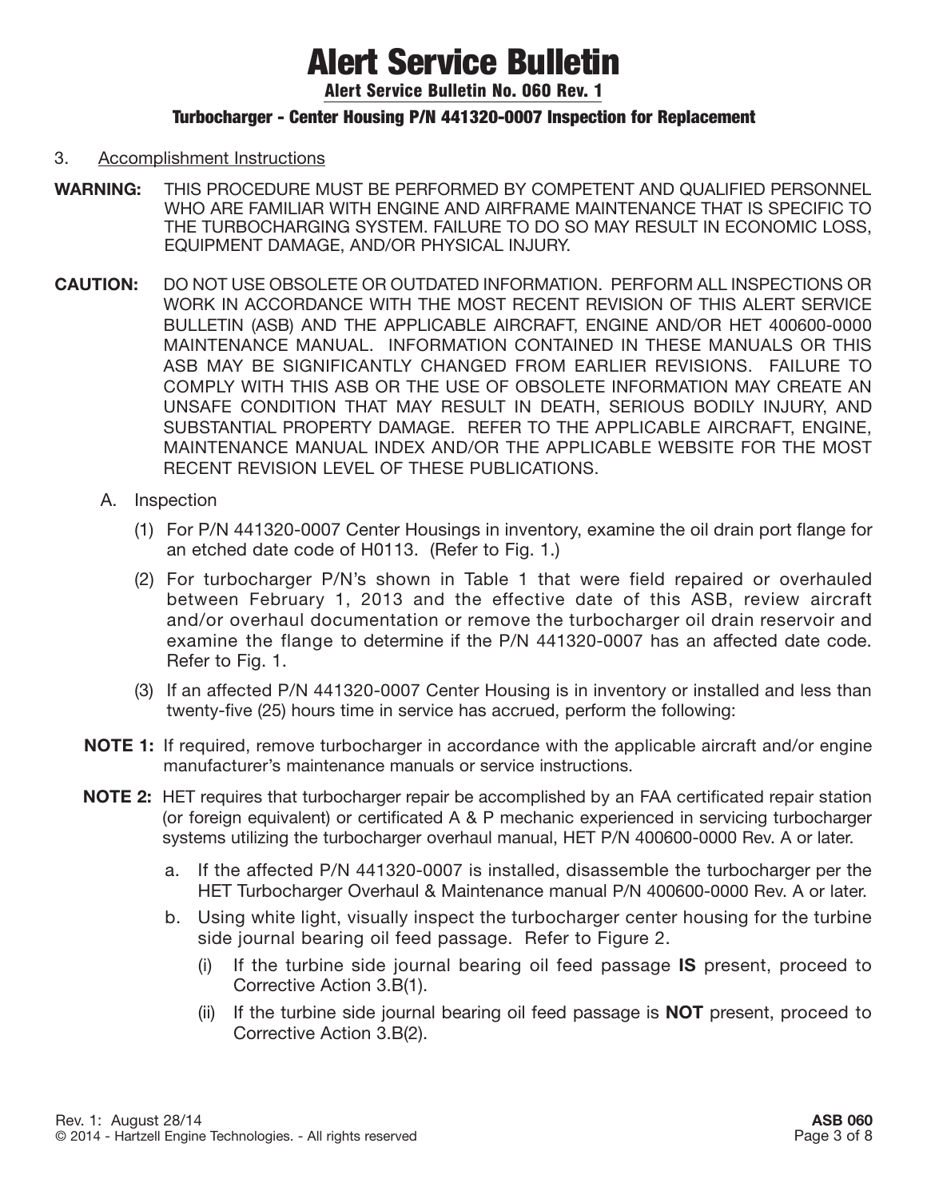3. Accomplishment Instructions

**WARNING:** THIS PROCEDURE MUST BE PERFORMED BY COMPETENT AND QUALIFIED PERSONNEL WHO ARE FAMILIAR WITH ENGINE AND AIRFRAME MAINTENANCE THAT IS SPECIFIC TO THE TURBOCHARGING SYSTEM. FAILURE TO DO SO MAY RESULT IN ECONOMIC LOSS, EQUIPMENT DAMAGE, AND/OR PHYSICAL INJURY.

**CAUTION:** DO NOT USE OBSOLETE OR OUTDATED INFORMATION. PERFORM ALL INSPECTIONS OR WORK IN ACCORDANCE WITH THE MOST RECENT REVISION OF THIS ALERT SERVICE BULLETIN (ASB) AND THE APPLICABLE AIRCRAFT, ENGINE AND/OR HET 400600-0000 MAINTENANCE MANUAL. INFORMATION CONTAINED IN THESE MANUALS OR THIS ASB MAY BE SIGNIFICANTLY CHANGED FROM EARLIER REVISIONS. FAILURE TO COMPLY WITH THIS ASB OR THE USE OF OBSOLETE INFORMATION MAY CREATE AN UNSAFE CONDITION THAT MAY RESULT IN DEATH, SERIOUS BODILY INJURY, AND SUBSTANTIAL PROPERTY DAMAGE. REFER TO THE APPLICABLE AIRCRAFT, ENGINE, MAINTENANCE MANUAL INDEX AND/OR THE APPLICABLE WEBSITE FOR THE MOST RECENT REVISION LEVEL OF THESE PUBLICATIONS.

A. Inspection

(1) For P/N 441320-0007 Center Housings in inventory, examine the oil drain port flange for an etched date code of H0113. (Refer to Fig. 1.)

(2) For turbocharger P/N's shown in Table 1 that were field repaired or overhauled between February 1, 2013 and the effective date of this ASB, review aircraft and/or overhaul documentation or remove the turbocharger oil drain reservoir and examine the flange to determine if the P/N 441320-0007 has an affected date code. Refer to Fig. 1.

(3) If an affected P/N 441320-0007 Center Housing is in inventory or installed and less than twenty-five (25) hours time in service has accrued, perform the following:

**NOTE 1:** If required, remove turbocharger in accordance with the applicable aircraft and/or engine manufacturer's maintenance manuals or service instructions.

**NOTE 2:** HET requires that turbocharger repair be accomplished by an FAA certificated repair station (or foreign equivalent) or certificated A & P mechanic experienced in servicing turbocharger systems utilizing the turbocharger overhaul manual, HET P/N 400600-0000 Rev. A or later.

a. If the affected P/N 441320-0007 is installed, disassemble the turbocharger per the HET Turbocharger Overhaul & Maintenance manual P/N 400600-0000 Rev. A or later.

b. Using white light, visually inspect the turbocharger center housing for the turbine side journal bearing oil feed passage. Refer to Figure 2.

(i) If the turbine side journal bearing oil feed passage **IS** present, proceed to Corrective Action 3.B(1).

(ii) If the turbine side journal bearing oil feed passage is **NOT** present, proceed to Corrective Action 3.B(2).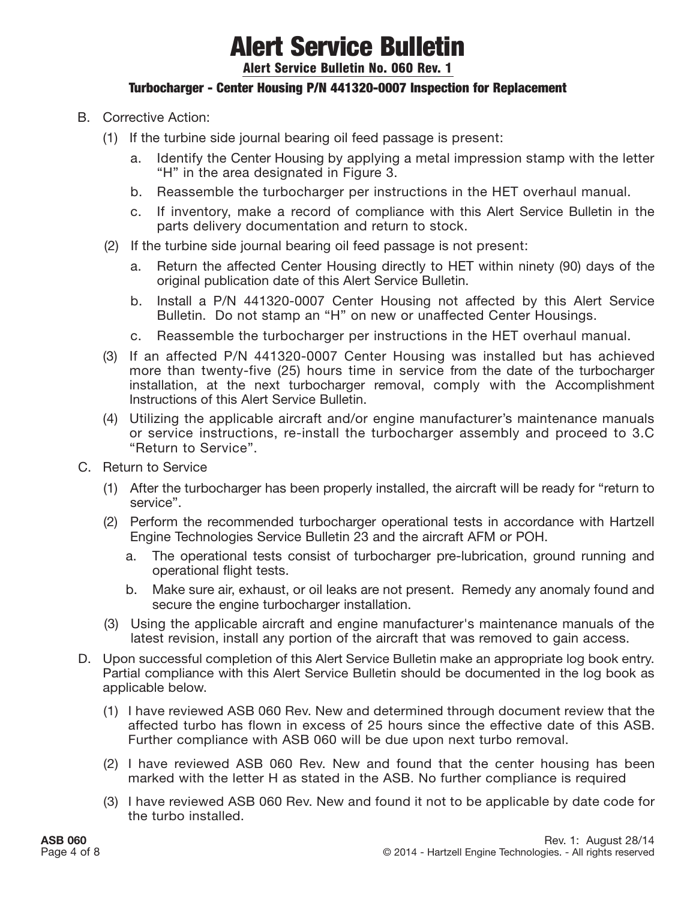B. Corrective Action:

(1) If the turbine side journal bearing oil feed passage is present:

a. Identify the Center Housing by applying a metal impression stamp with the letter "H" in the area designated in Figure 3.

b. Reassemble the turbocharger per instructions in the HET overhaul manual.

c. If inventory, make a record of compliance with this Alert Service Bulletin in the parts delivery documentation and return to stock.

(2) If the turbine side journal bearing oil feed passage is not present:

a. Return the affected Center Housing directly to HET within ninety (90) days of the original publication date of this Alert Service Bulletin.

b. Install a P/N 441320-0007 Center Housing not affected by this Alert Service Bulletin. Do not stamp an "H" on new or unaffected Center Housings.

c. Reassemble the turbocharger per instructions in the HET overhaul manual.

(3) If an affected P/N 441320-0007 Center Housing was installed but has achieved more than twenty-five (25) hours time in service from the date of the turbocharger installation, at the next turbocharger removal, comply with the Accomplishment Instructions of this Alert Service Bulletin.

(4) Utilizing the applicable aircraft and/or engine manufacturer's maintenance manuals or service instructions, re-install the turbocharger assembly and proceed to 3.C "Return to Service".

C. Return to Service

(1) After the turbocharger has been properly installed, the aircraft will be ready for "return to service".

(2) Perform the recommended turbocharger operational tests in accordance with Hartzell Engine Technologies Service Bulletin 23 and the aircraft AFM or POH.

a. The operational tests consist of turbocharger pre-lubrication, ground running and operational flight tests.

b. Make sure air, exhaust, or oil leaks are not present. Remedy any anomaly found and secure the engine turbocharger installation.

(3) Using the applicable aircraft and engine manufacturer's maintenance manuals of the latest revision, install any portion of the aircraft that was removed to gain access.

D. Upon successful completion of this Alert Service Bulletin make an appropriate log book entry. Partial compliance with this Alert Service Bulletin should be documented in the log book as applicable below.

(1) I have reviewed ASB 060 Rev. New and determined through document review that the affected turbo has flown in excess of 25 hours since the effective date of this ASB. Further compliance with ASB 060 will be due upon next turbo removal.

(2) I have reviewed ASB 060 Rev. New and found that the center housing has been marked with the letter H as stated in the ASB. No further compliance is required

(3) I have reviewed ASB 060 Rev. New and found it not to be applicable by date code for the turbo installed.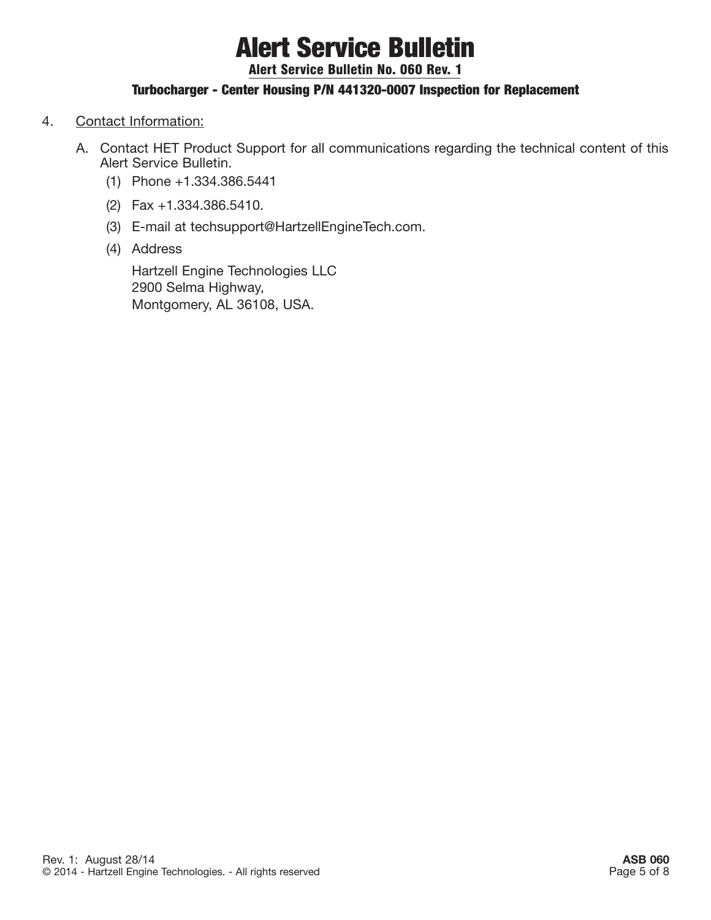4. Contact Information:

A. Contact HET Product Support for all communications regarding the technical content of this Alert Service Bulletin.

(1) Phone +1.334.386.5441

(2) Fax +1.334.386.5410.

(3) E-mail at techsupport@HartzellEngineTech.com.

(4) Address

Hartzell Engine Technologies LLC
2900 Selma Highway,
Montgomery, AL 36108, USA.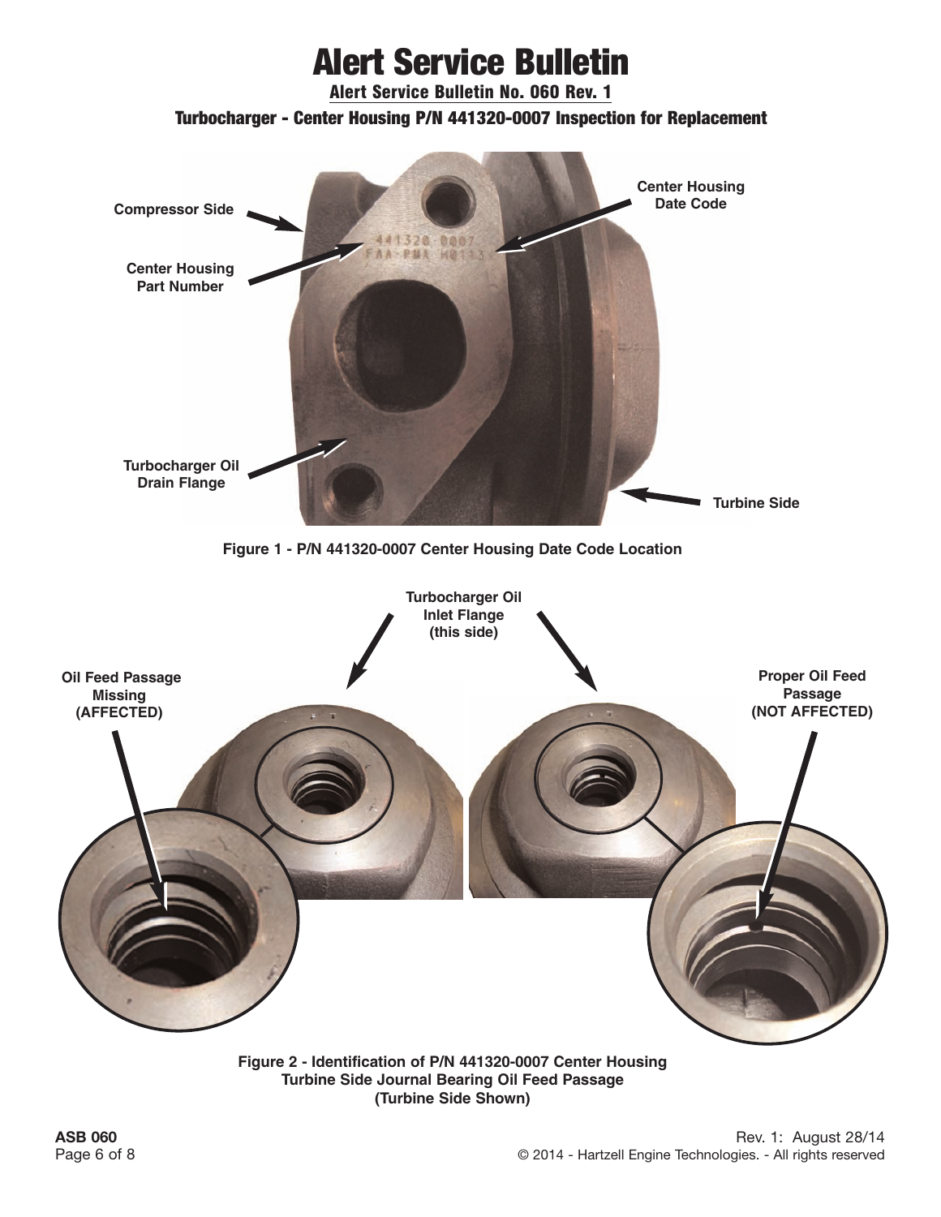# Alert Service Bulletin

**Alert Service Bulletin No. 060 Rev. 1**

**Turbocharger - Center Housing P/N 441320-0007 Inspection for Replacement**

Compressor Side

Center Housing Part Number

Turbocharger Oil Drain Flange

Center Housing Date Code

Turbine Side

**Figure 1 - P/N 441320-0007 Center Housing Date Code Location**

Turbocharger Oil Inlet Flange (this side)

Oil Feed Passage Missing (AFFECTED)

Proper Oil Feed Passage (NOT AFFECTED)

**Figure 2 - Identification of P/N 441320-0007 Center Housing Turbine Side Journal Bearing Oil Feed Passage (Turbine Side Shown)**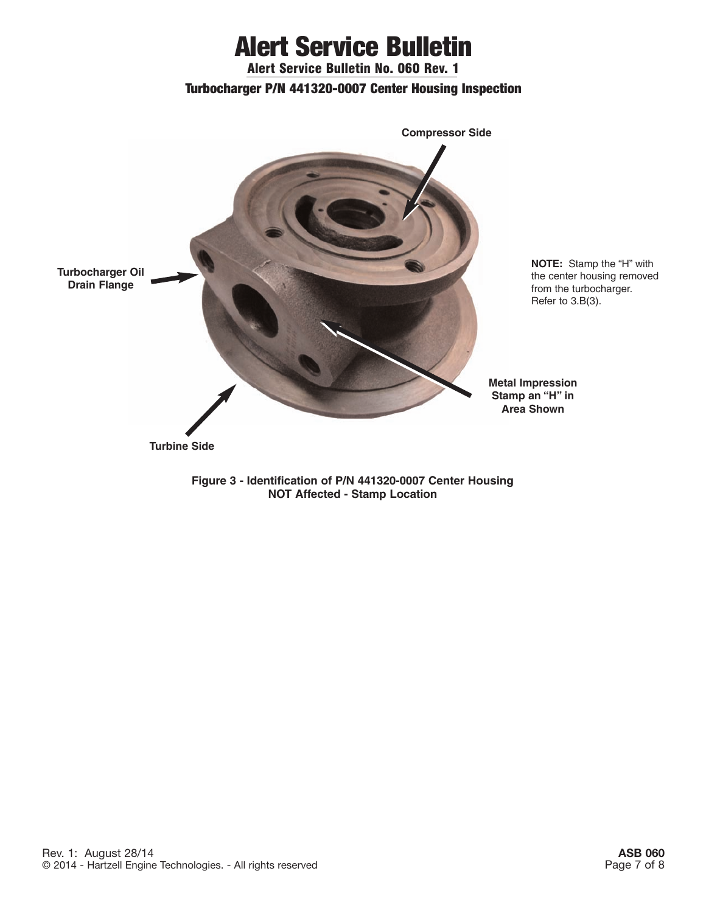# Alert Service Bulletin

## Alert Service Bulletin No. 060 Rev. 1

### Turbocharger P/N 441320-0007 Center Housing Inspection

Compressor Side

Turbocharger Oil Drain Flange

**NOTE:** Stamp the "H" with the center housing removed from the turbocharger. Refer to 3.B(3).

**Metal Impression Stamp an "H" in Area Shown**

Turbine Side

**Figure 3 - Identification of P/N 441320-0007 Center Housing NOT Affected - Stamp Location**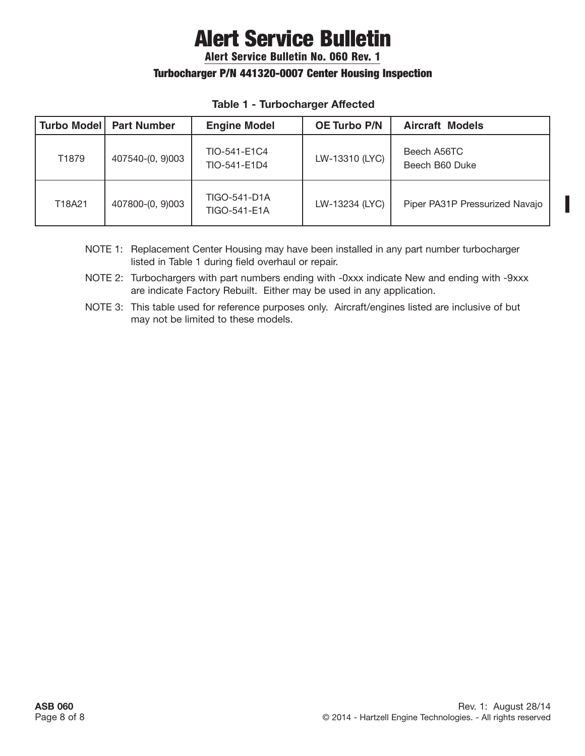# Alert Service Bulletin

## Alert Service Bulletin No. 060 Rev. 1

### Turbocharger P/N 441320-0007 Center Housing Inspection

**Table 1 - Turbocharger Affected**

| Turbo Model | Part Number | Engine Model | OE Turbo P/N | Aircraft Models |
|---|---|---|---|---|
| T1879 | 407540-(0, 9)003 | TIO-541-E1C4<br>TIO-541-E1D4 | LW-13310 (LYC) | Beech A56TC<br>Beech B60 Duke |
| T18A21 | 407800-(0, 9)003 | TIGO-541-D1A<br>TIGO-541-E1A | LW-13234 (LYC) | Piper PA31P Pressurized Navajo |

NOTE 1: Replacement Center Housing may have been installed in any part number turbocharger listed in Table 1 during field overhaul or repair.

NOTE 2: Turbochargers with part numbers ending with -0xxx indicate New and ending with -9xxx are indicate Factory Rebuilt. Either may be used in any application.

NOTE 3: This table used for reference purposes only. Aircraft/engines listed are inclusive of but may not be limited to these models.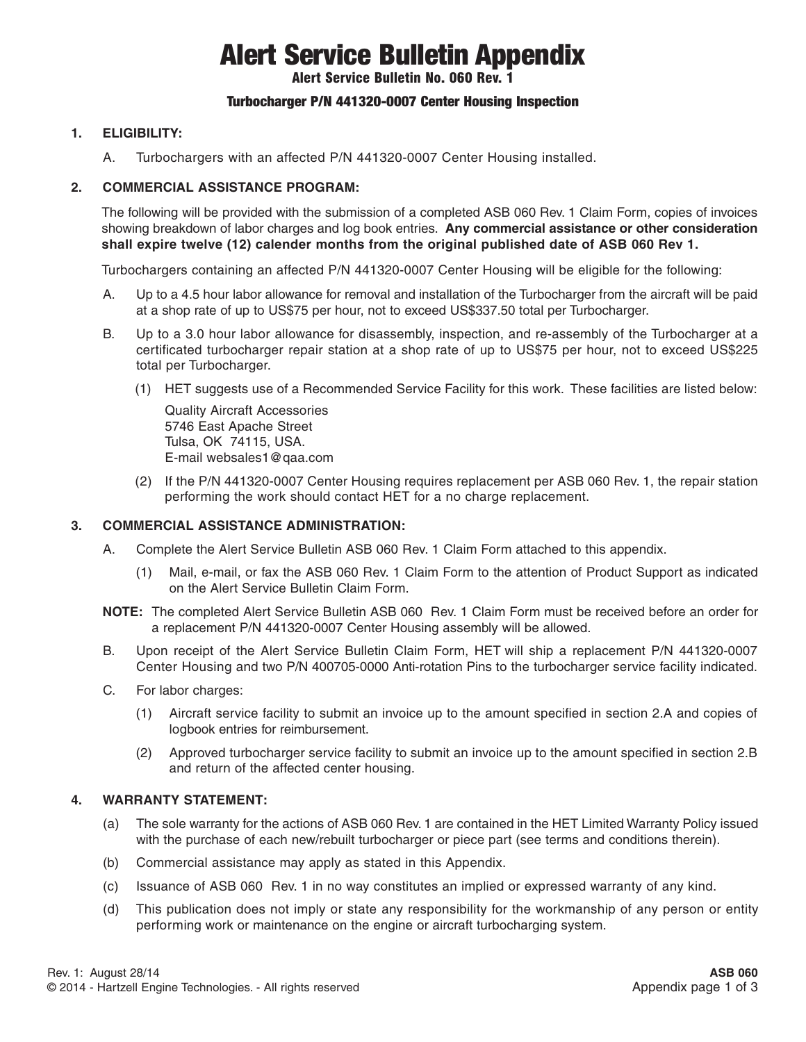# Alert Service Bulletin Appendix

**Alert Service Bulletin No. 060 Rev. 1**

**Turbocharger P/N 441320-0007 Center Housing Inspection**

## 1. ELIGIBILITY:

A. Turbochargers with an affected P/N 441320-0007 Center Housing installed.

## 2. COMMERCIAL ASSISTANCE PROGRAM:

The following will be provided with the submission of a completed ASB 060 Rev. 1 Claim Form, copies of invoices showing breakdown of labor charges and log book entries. **Any commercial assistance or other consideration shall expire twelve (12) calender months from the original published date of ASB 060 Rev 1.**

Turbochargers containing an affected P/N 441320-0007 Center Housing will be eligible for the following:

A. Up to a 4.5 hour labor allowance for removal and installation of the Turbocharger from the aircraft will be paid at a shop rate of up to US$75 per hour, not to exceed US$337.50 total per Turbocharger.

B. Up to a 3.0 hour labor allowance for disassembly, inspection, and re-assembly of the Turbocharger at a certificated turbocharger repair station at a shop rate of up to US$75 per hour, not to exceed US$225 total per Turbocharger.

(1) HET suggests use of a Recommended Service Facility for this work. These facilities are listed below:

Quality Aircraft Accessories
5746 East Apache Street
Tulsa, OK 74115, USA.
E-mail websales1@qaa.com

(2) If the P/N 441320-0007 Center Housing requires replacement per ASB 060 Rev. 1, the repair station performing the work should contact HET for a no charge replacement.

## 3. COMMERCIAL ASSISTANCE ADMINISTRATION:

A. Complete the Alert Service Bulletin ASB 060 Rev. 1 Claim Form attached to this appendix.

(1) Mail, e-mail, or fax the ASB 060 Rev. 1 Claim Form to the attention of Product Support as indicated on the Alert Service Bulletin Claim Form.

**NOTE:** The completed Alert Service Bulletin ASB 060 Rev. 1 Claim Form must be received before an order for a replacement P/N 441320-0007 Center Housing assembly will be allowed.

B. Upon receipt of the Alert Service Bulletin Claim Form, HET will ship a replacement P/N 441320-0007 Center Housing and two P/N 400705-0000 Anti-rotation Pins to the turbocharger service facility indicated.

C. For labor charges:

(1) Aircraft service facility to submit an invoice up to the amount specified in section 2.A and copies of logbook entries for reimbursement.

(2) Approved turbocharger service facility to submit an invoice up to the amount specified in section 2.B and return of the affected center housing.

## 4. WARRANTY STATEMENT:

(a) The sole warranty for the actions of ASB 060 Rev. 1 are contained in the HET Limited Warranty Policy issued with the purchase of each new/rebuilt turbocharger or piece part (see terms and conditions therein).

(b) Commercial assistance may apply as stated in this Appendix.

(c) Issuance of ASB 060 Rev. 1 in no way constitutes an implied or expressed warranty of any kind.

(d) This publication does not imply or state any responsibility for the workmanship of any person or entity performing work or maintenance on the engine or aircraft turbocharging system.

Rev. 1: August 28/14
© 2014 - Hartzell Engine Technologies. - All rights reserved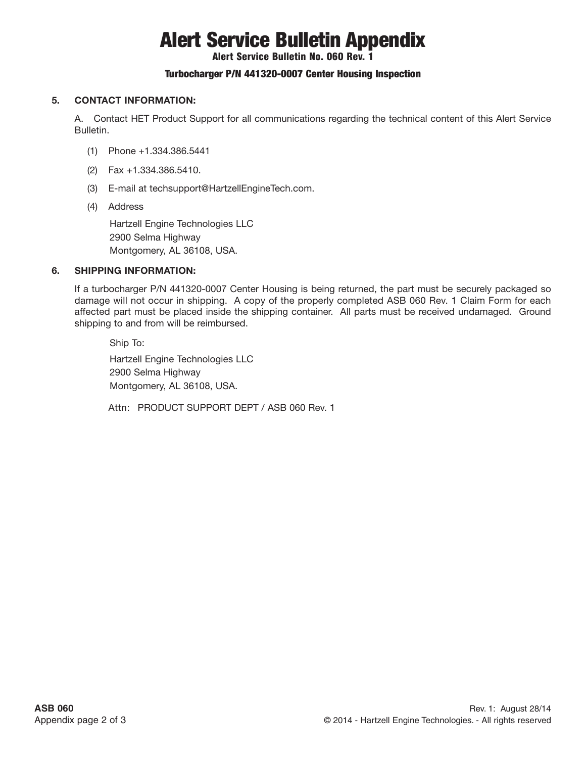# Alert Service Bulletin Appendix

**Alert Service Bulletin No. 060 Rev. 1**

**Turbocharger P/N 441320-0007 Center Housing Inspection**

## 5. CONTACT INFORMATION:

A. Contact HET Product Support for all communications regarding the technical content of this Alert Service Bulletin.

(1) Phone +1.334.386.5441

(2) Fax +1.334.386.5410.

(3) E-mail at techsupport@HartzellEngineTech.com.

(4) Address

Hartzell Engine Technologies LLC
2900 Selma Highway
Montgomery, AL 36108, USA.

## 6. SHIPPING INFORMATION:

If a turbocharger P/N 441320-0007 Center Housing is being returned, the part must be securely packaged so damage will not occur in shipping. A copy of the properly completed ASB 060 Rev. 1 Claim Form for each affected part must be placed inside the shipping container. All parts must be received undamaged. Ground shipping to and from will be reimbursed.

Ship To:

Hartzell Engine Technologies LLC
2900 Selma Highway
Montgomery, AL 36108, USA.

Attn: PRODUCT SUPPORT DEPT / ASB 060 Rev. 1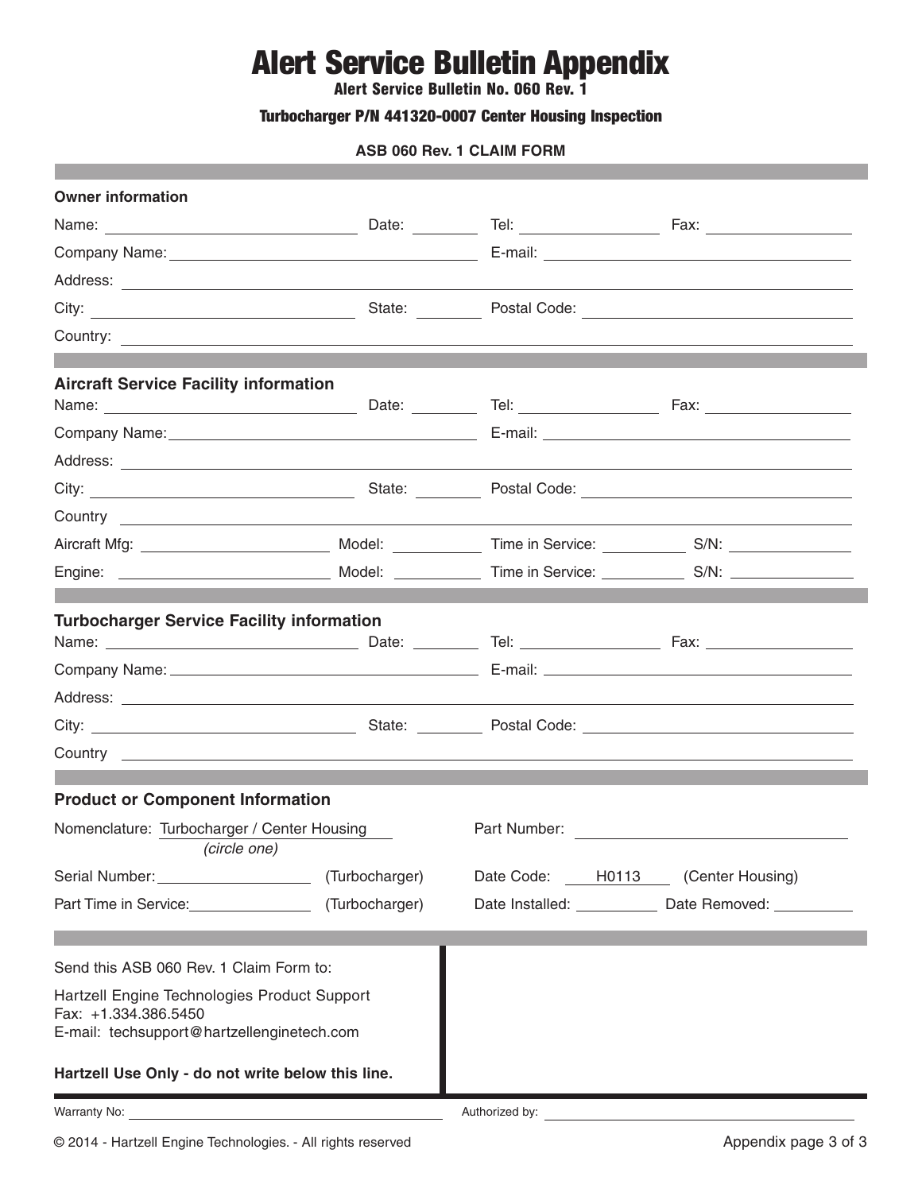# Alert Service Bulletin Appendix

**Alert Service Bulletin No. 060 Rev. 1**

**Turbocharger P/N 441320-0007 Center Housing Inspection**

**ASB 060 Rev. 1 CLAIM FORM**

**Owner information**

Name: ______________________ Date: ________ Tel: ______________ Fax: ______________

Company Name: ______________________ E-mail: ______________________

Address: ______________________________________________

City: ______________________ State: ________ Postal Code: ______________________

Country: ______________________________________________

**Aircraft Service Facility information**

Name: ______________________ Date: ________ Tel: ______________ Fax: ______________

Company Name: ______________________ E-mail: ______________________

Address: ______________________________________________

City: ______________________ State: ________ Postal Code: ______________________

Country ______________________________________________

Aircraft Mfg: ______________ Model: __________ Time in Service: __________ S/N: ______________

Engine: ______________ Model: __________ Time in Service: __________ S/N: ______________

**Turbocharger Service Facility information**

Name: ______________________ Date: ________ Tel: ______________ Fax: ______________

Company Name: ______________________ E-mail: ______________________

Address: ______________________________________________

City: ______________________ State: ________ Postal Code: ______________________

Country ______________________________________________

**Product or Component Information**

Nomenclature: Turbocharger / Center Housing *(circle one)* Part Number: ______________________

Serial Number: ______________ (Turbocharger) Date Code: H0113 (Center Housing)

Part Time in Service: ______________ (Turbocharger) Date Installed: __________ Date Removed: __________

Send this ASB 060 Rev. 1 Claim Form to:

Hartzell Engine Technologies Product Support
Fax: +1.334.386.5450
E-mail: techsupport@hartzellenginetech.com

**Hartzell Use Only - do not write below this line.**

Warranty No: ______________________ Authorized by: ______________________

© 2014 - Hartzell Engine Technologies. - All rights reserved